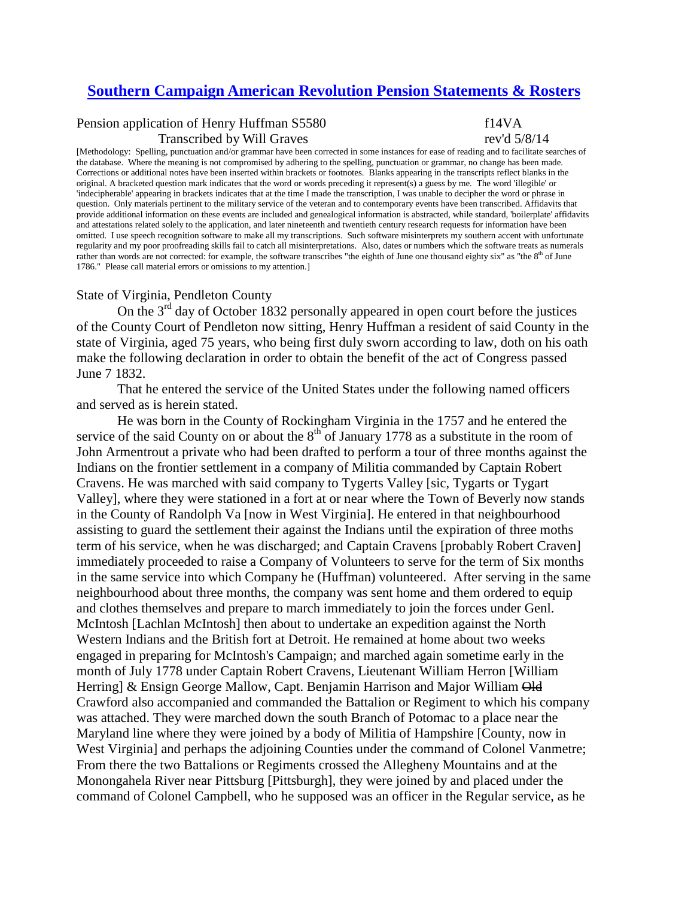## Southern Campaign American Revolution Pension Statements & Rosters

Pension application of Henry Huffman S5580 f14VA

Transcribed by Will Graves rev'd 5/8/14

[Methodology: Spelling, punctuation and/or grammar have been corrected in some instances for ease of reading and to facilitate searches of the database. Where the meaning is not compromised by adhering to the spelling, punctuation or grammar, no change has been made. Corrections or additional notes have been inserted within brackets or footnotes. Blanks appearing in the transcripts reflect blanks in the original. A bracketed question mark indicates that the word or words preceding it represent(s) a guess by me. The word 'illegible' or 'indecipherable' appearing in brackets indicates that at the time I made the transcription, I was unable to decipher the word or phrase in question. Only materials pertinent to the military service of the veteran and to contemporary events have been transcribed. Affidavits that provide additional information on these events are included and genealogical information is abstracted, while standard, 'boilerplate' affidavits and attestations related solely to the application, and later nineteenth and twentieth century research requests for information have been omitted. I use speech recognition software to make all my transcriptions. Such software misinterprets my southern accent with unfortunate regularity and my poor proofreading skills fail to catch all misinterpretations. Also, dates or numbers which the software treats as numerals rather than words are not corrected: for example, the software transcribes "the eighth of June one thousand eighty six" as "the 8th of June 1786." Please call material errors or omissions to my attention.]

State of Virginia, Pendleton County

On the 3rd day of October 1832 personally appeared in open court before the justices of the County Court of Pendleton now sitting, Henry Huffman a resident of said County in the state of Virginia, aged 75 years, who being first duly sworn according to law, doth on his oath make the following declaration in order to obtain the benefit of the act of Congress passed June 7 1832.

That he entered the service of the United States under the following named officers and served as is herein stated.

He was born in the County of Rockingham Virginia in the 1757 and he entered the service of the said County on or about the 8th of January 1778 as a substitute in the room of John Armentrout a private who had been drafted to perform a tour of three months against the Indians on the frontier settlement in a company of Militia commanded by Captain Robert Cravens. He was marched with said company to Tygerts Valley [sic, Tygarts or Tygart Valley], where they were stationed in a fort at or near where the Town of Beverly now stands in the County of Randolph Va [now in West Virginia]. He entered in that neighbourhood assisting to guard the settlement their against the Indians until the expiration of three moths term of his service, when he was discharged; and Captain Cravens [probably Robert Craven] immediately proceeded to raise a Company of Volunteers to serve for the term of Six months in the same service into which Company he (Huffman) volunteered. After serving in the same neighbourhood about three months, the company was sent home and them ordered to equip and clothes themselves and prepare to march immediately to join the forces under Genl. McIntosh [Lachlan McIntosh] then about to undertake an expedition against the North Western Indians and the British fort at Detroit. He remained at home about two weeks engaged in preparing for McIntosh's Campaign; and marched again sometime early in the month of July 1778 under Captain Robert Cravens, Lieutenant William Herron [William Herring] & Ensign George Mallow, Capt. Benjamin Harrison and Major William ~~Old~~ Crawford also accompanied and commanded the Battalion or Regiment to which his company was attached. They were marched down the south Branch of Potomac to a place near the Maryland line where they were joined by a body of Militia of Hampshire [County, now in West Virginia] and perhaps the adjoining Counties under the command of Colonel Vanmetre; From there the two Battalions or Regiments crossed the Allegheny Mountains and at the Monongahela River near Pittsburg [Pittsburgh], they were joined by and placed under the command of Colonel Campbell, who he supposed was an officer in the Regular service, as he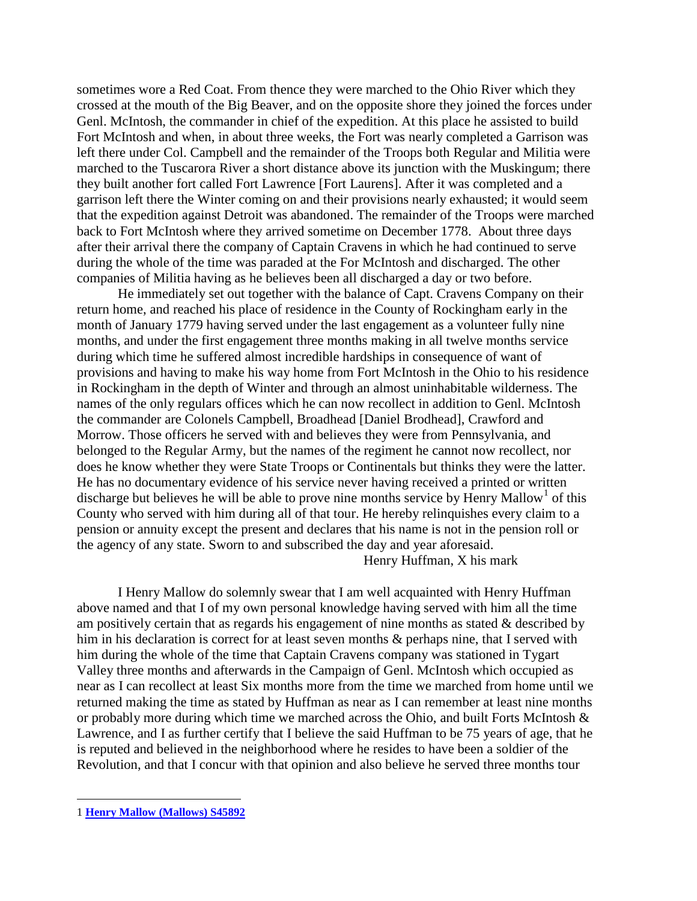sometimes wore a Red Coat. From thence they were marched to the Ohio River which they crossed at the mouth of the Big Beaver, and on the opposite shore they joined the forces under Genl. McIntosh, the commander in chief of the expedition. At this place he assisted to build Fort McIntosh and when, in about three weeks, the Fort was nearly completed a Garrison was left there under Col. Campbell and the remainder of the Troops both Regular and Militia were marched to the Tuscarora River a short distance above its junction with the Muskingum; there they built another fort called Fort Lawrence [Fort Laurens]. After it was completed and a garrison left there the Winter coming on and their provisions nearly exhausted; it would seem that the expedition against Detroit was abandoned. The remainder of the Troops were marched back to Fort McIntosh where they arrived sometime on December 1778. About three days after their arrival there the company of Captain Cravens in which he had continued to serve during the whole of the time was paraded at the For McIntosh and discharged. The other companies of Militia having as he believes been all discharged a day or two before.

He immediately set out together with the balance of Capt. Cravens Company on their return home, and reached his place of residence in the County of Rockingham early in the month of January 1779 having served under the last engagement as a volunteer fully nine months, and under the first engagement three months making in all twelve months service during which time he suffered almost incredible hardships in consequence of want of provisions and having to make his way home from Fort McIntosh in the Ohio to his residence in Rockingham in the depth of Winter and through an almost uninhabitable wilderness. The names of the only regulars offices which he can now recollect in addition to Genl. McIntosh the commander are Colonels Campbell, Broadhead [Daniel Brodhead], Crawford and Morrow. Those officers he served with and believes they were from Pennsylvania, and belonged to the Regular Army, but the names of the regiment he cannot now recollect, nor does he know whether they were State Troops or Continentals but thinks they were the latter. He has no documentary evidence of his service never having received a printed or written discharge but believes he will be able to prove nine months service by Henry Mallow[1] of this County who served with him during all of that tour. He hereby relinquishes every claim to a pension or annuity except the present and declares that his name is not in the pension roll or the agency of any state. Sworn to and subscribed the day and year aforesaid.

Henry Huffman, X his mark

I Henry Mallow do solemnly swear that I am well acquainted with Henry Huffman above named and that I of my own personal knowledge having served with him all the time am positively certain that as regards his engagement of nine months as stated & described by him in his declaration is correct for at least seven months & perhaps nine, that I served with him during the whole of the time that Captain Cravens company was stationed in Tygart Valley three months and afterwards in the Campaign of Genl. McIntosh which occupied as near as I can recollect at least Six months more from the time we marched from home until we returned making the time as stated by Huffman as near as I can remember at least nine months or probably more during which time we marched across the Ohio, and built Forts McIntosh & Lawrence, and I as further certify that I believe the said Huffman to be 75 years of age, that he is reputed and believed in the neighborhood where he resides to have been a soldier of the Revolution, and that I concur with that opinion and also believe he served three months tour

---

1 **Henry Mallow (Mallows) S45892**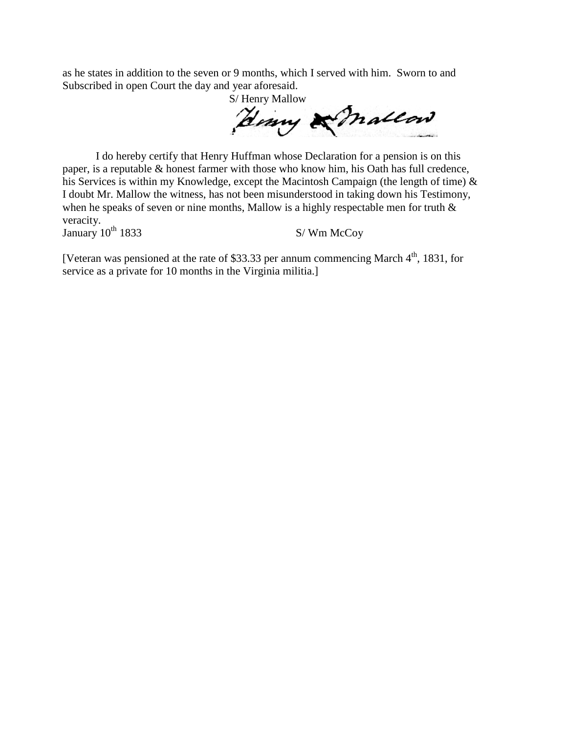as he states in addition to the seven or 9 months, which I served with him. Sworn to and Subscribed in open Court the day and year aforesaid.

S/ Henry Mallow

I do hereby certify that Henry Huffman whose Declaration for a pension is on this paper, is a reputable & honest farmer with those who know him, his Oath has full credence, his Services is within my Knowledge, except the Macintosh Campaign (the length of time) & I doubt Mr. Mallow the witness, has not been misunderstood in taking down his Testimony, when he speaks of seven or nine months, Mallow is a highly respectable men for truth & veracity.

January 10th 1833 S/ Wm McCoy

[Veteran was pensioned at the rate of $33.33 per annum commencing March 4th, 1831, for service as a private for 10 months in the Virginia militia.]